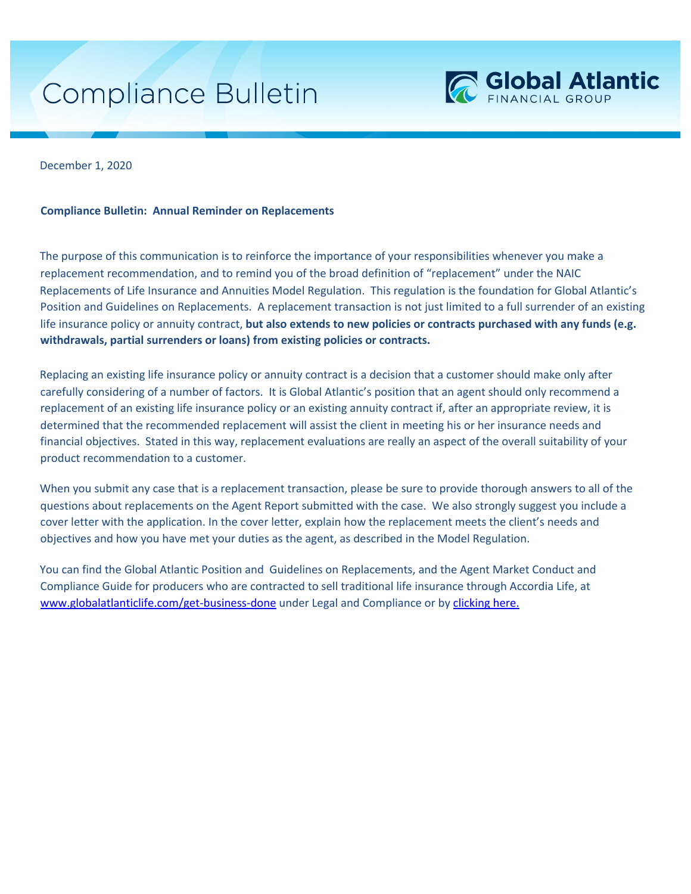# Compliance Bulletin

**Global Atlantic**
FINANCIAL GROUP

December 1, 2020

**Compliance Bulletin: Annual Reminder on Replacements**

The purpose of this communication is to reinforce the importance of your responsibilities whenever you make a replacement recommendation, and to remind you of the broad definition of "replacement" under the NAIC Replacements of Life Insurance and Annuities Model Regulation. This regulation is the foundation for Global Atlantic's Position and Guidelines on Replacements. A replacement transaction is not just limited to a full surrender of an existing life insurance policy or annuity contract, **but also extends to new policies or contracts purchased with any funds (e.g. withdrawals, partial surrenders or loans) from existing policies or contracts.**

Replacing an existing life insurance policy or annuity contract is a decision that a customer should make only after carefully considering of a number of factors. It is Global Atlantic's position that an agent should only recommend a replacement of an existing life insurance policy or an existing annuity contract if, after an appropriate review, it is determined that the recommended replacement will assist the client in meeting his or her insurance needs and financial objectives. Stated in this way, replacement evaluations are really an aspect of the overall suitability of your product recommendation to a customer.

When you submit any case that is a replacement transaction, please be sure to provide thorough answers to all of the questions about replacements on the Agent Report submitted with the case. We also strongly suggest you include a cover letter with the application. In the cover letter, explain how the replacement meets the client's needs and objectives and how you have met your duties as the agent, as described in the Model Regulation.

You can find the Global Atlantic Position and Guidelines on Replacements, and the Agent Market Conduct and Compliance Guide for producers who are contracted to sell traditional life insurance through Accordia Life, at [www.globalatlanticlife.com/get-business-done](www.globalatlanticlife.com/get-business-done) under Legal and Compliance or by clicking here.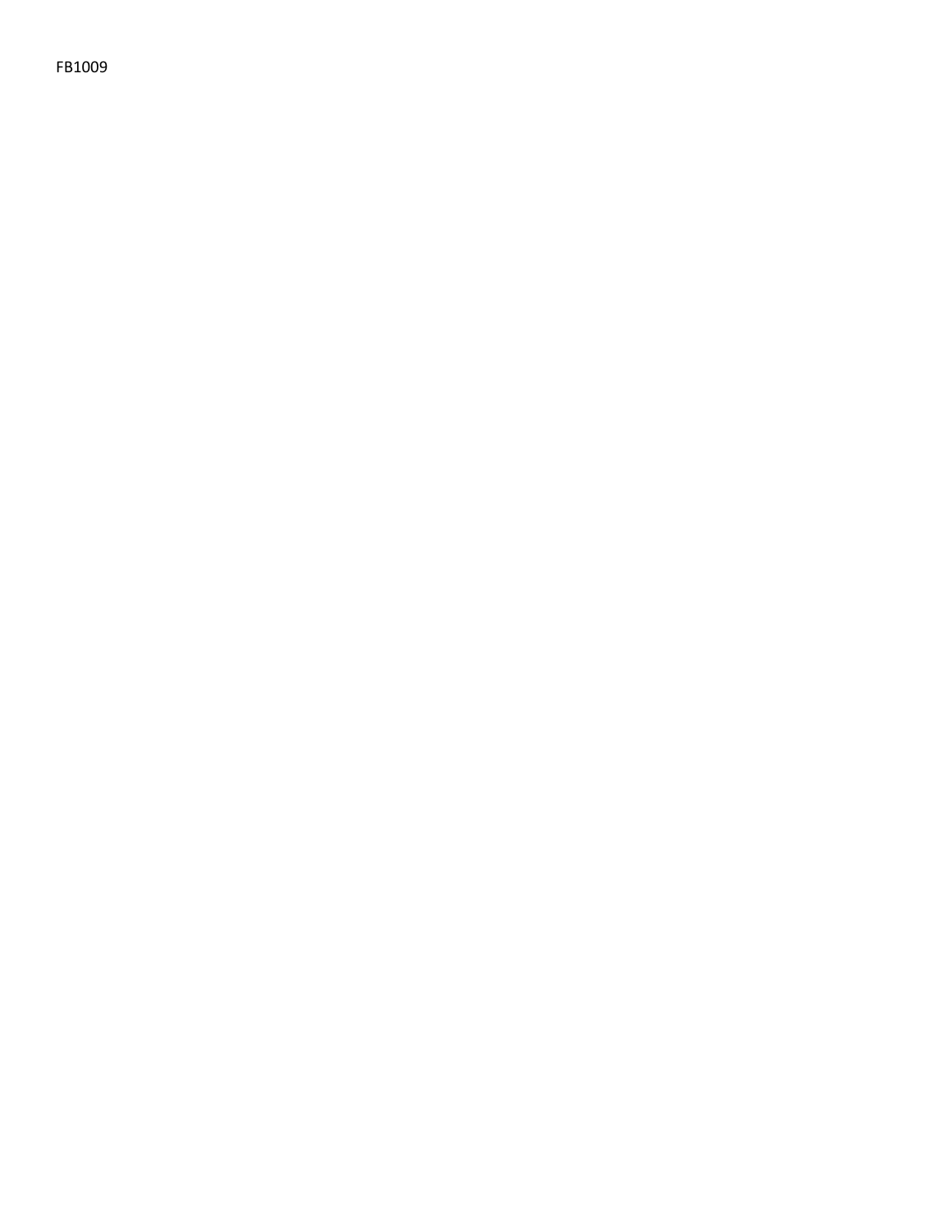FB1009